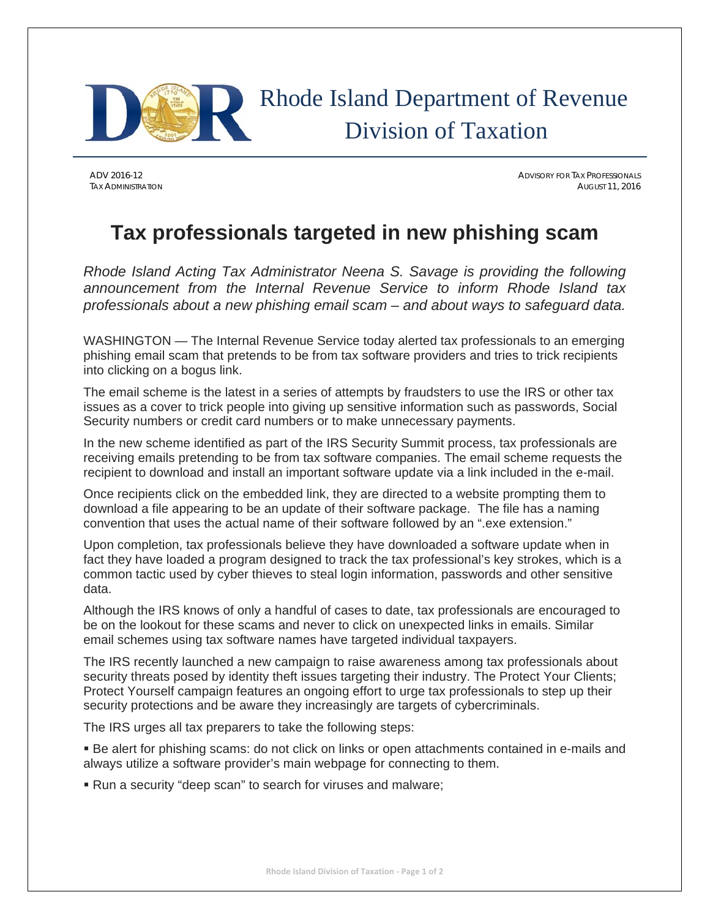Rhode Island Department of Revenue
Division of Taxation

ADV 2016-12
TAX ADMINISTRATION

ADVISORY FOR TAX PROFESSIONALS
AUGUST 11, 2016

# Tax professionals targeted in new phishing scam

*Rhode Island Acting Tax Administrator Neena S. Savage is providing the following announcement from the Internal Revenue Service to inform Rhode Island tax professionals about a new phishing email scam – and about ways to safeguard data.*

WASHINGTON — The Internal Revenue Service today alerted tax professionals to an emerging phishing email scam that pretends to be from tax software providers and tries to trick recipients into clicking on a bogus link.

The email scheme is the latest in a series of attempts by fraudsters to use the IRS or other tax issues as a cover to trick people into giving up sensitive information such as passwords, Social Security numbers or credit card numbers or to make unnecessary payments.

In the new scheme identified as part of the IRS Security Summit process, tax professionals are receiving emails pretending to be from tax software companies. The email scheme requests the recipient to download and install an important software update via a link included in the e-mail.

Once recipients click on the embedded link, they are directed to a website prompting them to download a file appearing to be an update of their software package. The file has a naming convention that uses the actual name of their software followed by an ".exe extension."

Upon completion, tax professionals believe they have downloaded a software update when in fact they have loaded a program designed to track the tax professional's key strokes, which is a common tactic used by cyber thieves to steal login information, passwords and other sensitive data.

Although the IRS knows of only a handful of cases to date, tax professionals are encouraged to be on the lookout for these scams and never to click on unexpected links in emails. Similar email schemes using tax software names have targeted individual taxpayers.

The IRS recently launched a new campaign to raise awareness among tax professionals about security threats posed by identity theft issues targeting their industry. The Protect Your Clients; Protect Yourself campaign features an ongoing effort to urge tax professionals to step up their security protections and be aware they increasingly are targets of cybercriminals.

The IRS urges all tax preparers to take the following steps:

- Be alert for phishing scams: do not click on links or open attachments contained in e-mails and always utilize a software provider's main webpage for connecting to them.
- Run a security "deep scan" to search for viruses and malware;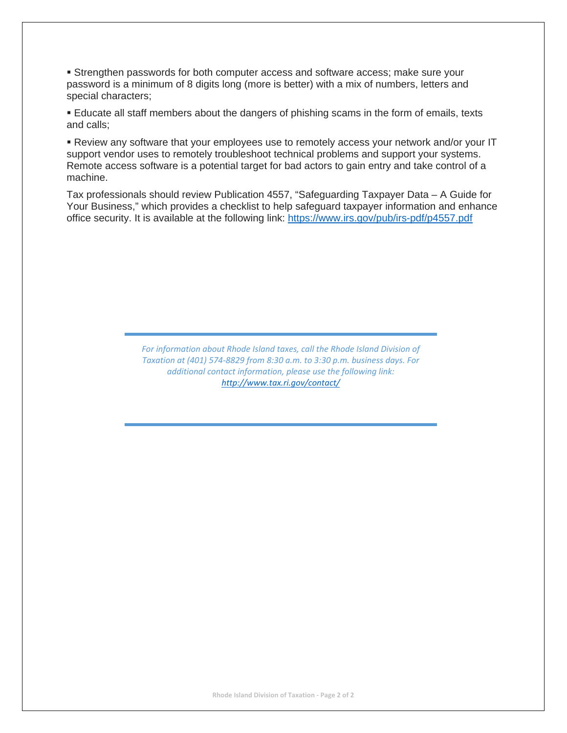- Strengthen passwords for both computer access and software access; make sure your password is a minimum of 8 digits long (more is better) with a mix of numbers, letters and special characters;
- Educate all staff members about the dangers of phishing scams in the form of emails, texts and calls;
- Review any software that your employees use to remotely access your network and/or your IT support vendor uses to remotely troubleshoot technical problems and support your systems. Remote access software is a potential target for bad actors to gain entry and take control of a machine.

Tax professionals should review Publication 4557, "Safeguarding Taxpayer Data – A Guide for Your Business," which provides a checklist to help safeguard taxpayer information and enhance office security. It is available at the following link: https://www.irs.gov/pub/irs-pdf/p4557.pdf

---

*For information about Rhode Island taxes, call the Rhode Island Division of Taxation at (401) 574-8829 from 8:30 a.m. to 3:30 p.m. business days. For additional contact information, please use the following link:* *http://www.tax.ri.gov/contact/*

---